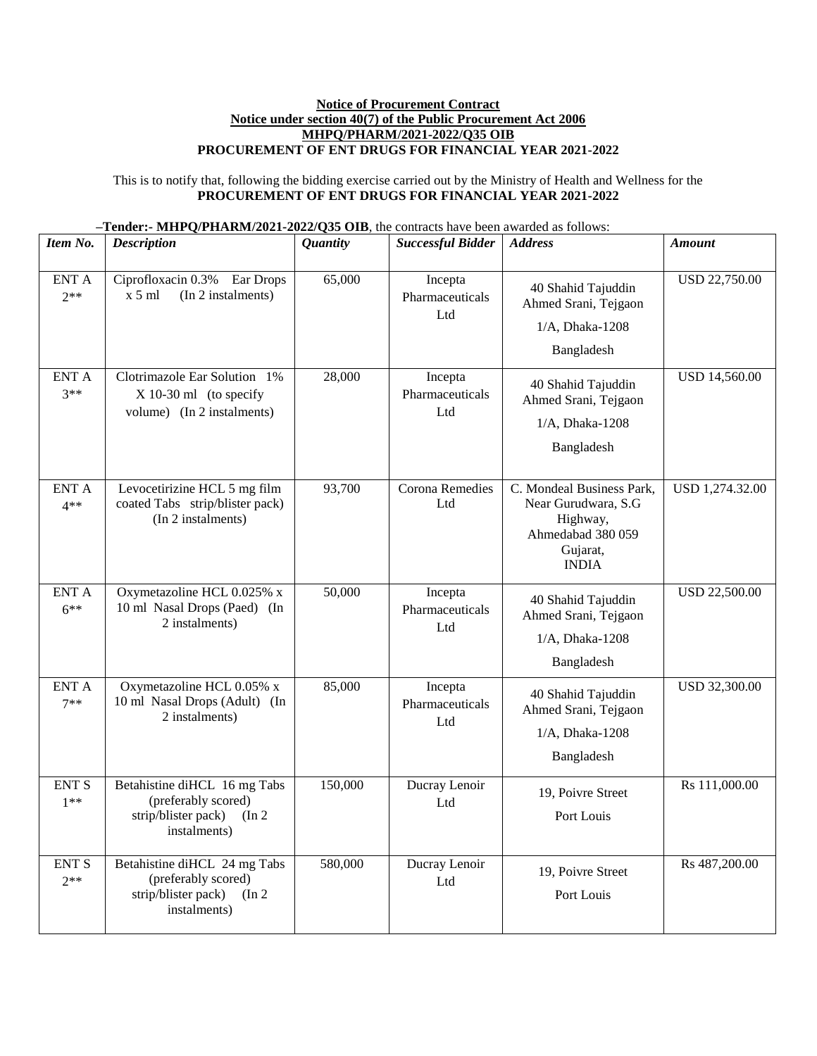**Notice of Procurement Contract**

**Notice under section 40(7) of the Public Procurement Act 2006**

**MHPQ/PHARM/2021-2022/Q35 OIB**

**PROCUREMENT OF ENT DRUGS FOR FINANCIAL YEAR 2021-2022**

This is to notify that, following the bidding exercise carried out by the Ministry of Health and Wellness for the **PROCUREMENT OF ENT DRUGS FOR FINANCIAL YEAR 2021-2022**

–**Tender:- MHPQ/PHARM/2021-2022/Q35 OIB**, the contracts have been awarded as follows:

| *Item No.* | *Description* | *Quantity* | *Successful Bidder* | *Address* | *Amount* |
|---|---|---|---|---|---|
| ENT A 2** | Ciprofloxacin 0.3% Ear Drops x 5 ml (In 2 instalments) | 65,000 | Incepta Pharmaceuticals Ltd | 40 Shahid Tajuddin Ahmed Srani, Tejgaon 1/A, Dhaka-1208 Bangladesh | USD 22,750.00 |
| ENT A 3** | Clotrimazole Ear Solution 1% X 10-30 ml (to specify volume) (In 2 instalments) | 28,000 | Incepta Pharmaceuticals Ltd | 40 Shahid Tajuddin Ahmed Srani, Tejgaon 1/A, Dhaka-1208 Bangladesh | USD 14,560.00 |
| ENT A 4** | Levocetirizine HCL 5 mg film coated Tabs strip/blister pack) (In 2 instalments) | 93,700 | Corona Remedies Ltd | C. Mondeal Business Park, Near Gurudwara, S.G Highway, Ahmedabad 380 059 Gujarat, INDIA | USD 1,274.32.00 |
| ENT A 6** | Oxymetazoline HCL 0.025% x 10 ml Nasal Drops (Paed) (In 2 instalments) | 50,000 | Incepta Pharmaceuticals Ltd | 40 Shahid Tajuddin Ahmed Srani, Tejgaon 1/A, Dhaka-1208 Bangladesh | USD 22,500.00 |
| ENT A 7** | Oxymetazoline HCL 0.05% x 10 ml Nasal Drops (Adult) (In 2 instalments) | 85,000 | Incepta Pharmaceuticals Ltd | 40 Shahid Tajuddin Ahmed Srani, Tejgaon 1/A, Dhaka-1208 Bangladesh | USD 32,300.00 |
| ENT S 1** | Betahistine diHCL 16 mg Tabs (preferably scored) strip/blister pack) (In 2 instalments) | 150,000 | Ducray Lenoir Ltd | 19, Poivre Street Port Louis | Rs 111,000.00 |
| ENT S 2** | Betahistine diHCL 24 mg Tabs (preferably scored) strip/blister pack) (In 2 instalments) | 580,000 | Ducray Lenoir Ltd | 19, Poivre Street Port Louis | Rs 487,200.00 |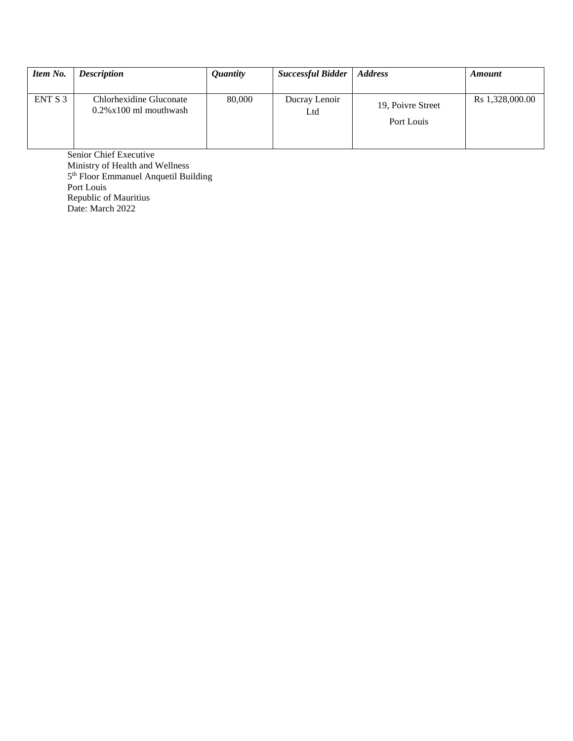| *Item No.* | *Description* | *Quantity* | *Successful Bidder* | *Address* | *Amount* |
| --- | --- | --- | --- | --- | --- |
| ENT S 3 | Chlorhexidine Gluconate 0.2%x100 ml mouthwash | 80,000 | Ducray Lenoir Ltd | 19, Poivre Street Port Louis | Rs 1,328,000.00 |

Senior Chief Executive
Ministry of Health and Wellness
5th Floor Emmanuel Anquetil Building
Port Louis
Republic of Mauritius
Date: March 2022